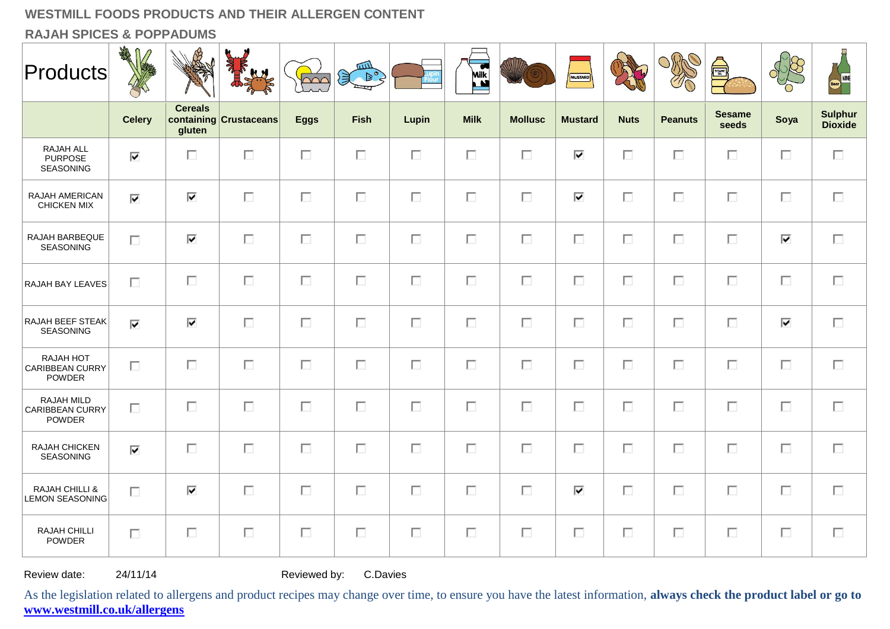## WESTMILL FOODS PRODUCTS AND THEIR ALLERGEN CONTENT

### RAJAH SPICES & POPPADUMS

| Products | Celery | Cereals containing gluten | Crustaceans | Eggs | Fish | Lupin | Milk | Mollusc | Mustard | Nuts | Peanuts | Sesame seeds | Soya | Sulphur Dioxide |
|---|---|---|---|---|---|---|---|---|---|---|---|---|---|---|
| RAJAH ALL PURPOSE SEASONING | ☑ | ☐ | ☐ | ☐ | ☐ | ☐ | ☐ | ☐ | ☑ | ☐ | ☐ | ☐ | ☐ | ☐ |
| RAJAH AMERICAN CHICKEN MIX | ☑ | ☑ | ☐ | ☐ | ☐ | ☐ | ☐ | ☐ | ☑ | ☐ | ☐ | ☐ | ☐ | ☐ |
| RAJAH BARBEQUE SEASONING | ☐ | ☑ | ☐ | ☐ | ☐ | ☐ | ☐ | ☐ | ☐ | ☐ | ☐ | ☐ | ☑ | ☐ |
| RAJAH BAY LEAVES | ☐ | ☐ | ☐ | ☐ | ☐ | ☐ | ☐ | ☐ | ☐ | ☐ | ☐ | ☐ | ☐ | ☐ |
| RAJAH BEEF STEAK SEASONING | ☑ | ☑ | ☐ | ☐ | ☐ | ☐ | ☐ | ☐ | ☐ | ☐ | ☐ | ☐ | ☑ | ☐ |
| RAJAH HOT CARIBBEAN CURRY POWDER | ☐ | ☐ | ☐ | ☐ | ☐ | ☐ | ☐ | ☐ | ☐ | ☐ | ☐ | ☐ | ☐ | ☐ |
| RAJAH MILD CARIBBEAN CURRY POWDER | ☐ | ☐ | ☐ | ☐ | ☐ | ☐ | ☐ | ☐ | ☐ | ☐ | ☐ | ☐ | ☐ | ☐ |
| RAJAH CHICKEN SEASONING | ☑ | ☐ | ☐ | ☐ | ☐ | ☐ | ☐ | ☐ | ☐ | ☐ | ☐ | ☐ | ☐ | ☐ |
| RAJAH CHILLI & LEMON SEASONING | ☐ | ☑ | ☐ | ☐ | ☐ | ☐ | ☐ | ☐ | ☑ | ☐ | ☐ | ☐ | ☐ | ☐ |
| RAJAH CHILLI POWDER | ☐ | ☐ | ☐ | ☐ | ☐ | ☐ | ☐ | ☐ | ☐ | ☐ | ☐ | ☐ | ☐ | ☐ |

Review date: 24/11/14 Reviewed by: C.Davies

As the legislation related to allergens and product recipes may change over time, to ensure you have the latest information, **always check the product label or go to [www.westmill.co.uk/allergens](http://www.westmill.co.uk/allergens)**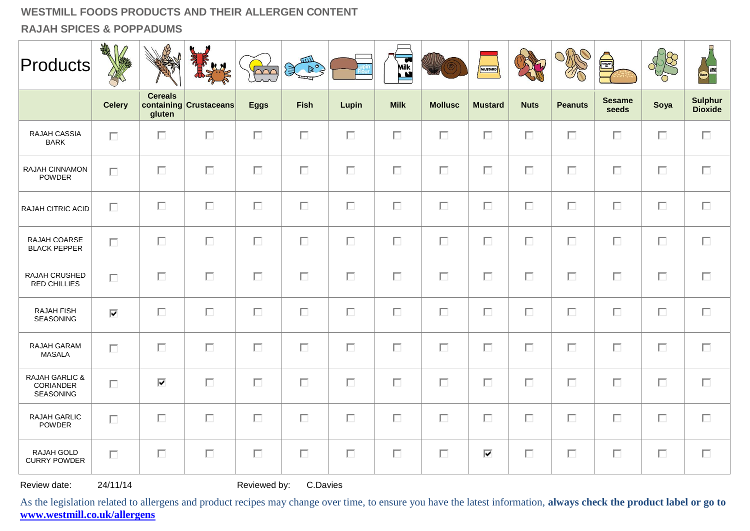## WESTMILL FOODS PRODUCTS AND THEIR ALLERGEN CONTENT

### RAJAH SPICES & POPPADUMS

| Products | Celery | Cereals containing gluten | Crustaceans | Eggs | Fish | Lupin | Milk | Mollusc | Mustard | Nuts | Peanuts | Sesame seeds | Soya | Sulphur Dioxide |
|---|---|---|---|---|---|---|---|---|---|---|---|---|---|---|
| RAJAH CASSIA BARK | ☐ | ☐ | ☐ | ☐ | ☐ | ☐ | ☐ | ☐ | ☐ | ☐ | ☐ | ☐ | ☐ | ☐ |
| RAJAH CINNAMON POWDER | ☐ | ☐ | ☐ | ☐ | ☐ | ☐ | ☐ | ☐ | ☐ | ☐ | ☐ | ☐ | ☐ | ☐ |
| RAJAH CITRIC ACID | ☐ | ☐ | ☐ | ☐ | ☐ | ☐ | ☐ | ☐ | ☐ | ☐ | ☐ | ☐ | ☐ | ☐ |
| RAJAH COARSE BLACK PEPPER | ☐ | ☐ | ☐ | ☐ | ☐ | ☐ | ☐ | ☐ | ☐ | ☐ | ☐ | ☐ | ☐ | ☐ |
| RAJAH CRUSHED RED CHILLIES | ☐ | ☐ | ☐ | ☐ | ☐ | ☐ | ☐ | ☐ | ☐ | ☐ | ☐ | ☐ | ☐ | ☐ |
| RAJAH FISH SEASONING | ☑ | ☐ | ☐ | ☐ | ☐ | ☐ | ☐ | ☐ | ☐ | ☐ | ☐ | ☐ | ☐ | ☐ |
| RAJAH GARAM MASALA | ☐ | ☐ | ☐ | ☐ | ☐ | ☐ | ☐ | ☐ | ☐ | ☐ | ☐ | ☐ | ☐ | ☐ |
| RAJAH GARLIC & CORIANDER SEASONING | ☐ | ☑ | ☐ | ☐ | ☐ | ☐ | ☐ | ☐ | ☐ | ☐ | ☐ | ☐ | ☐ | ☐ |
| RAJAH GARLIC POWDER | ☐ | ☐ | ☐ | ☐ | ☐ | ☐ | ☐ | ☐ | ☐ | ☐ | ☐ | ☐ | ☐ | ☐ |
| RAJAH GOLD CURRY POWDER | ☐ | ☐ | ☐ | ☐ | ☐ | ☐ | ☐ | ☐ | ☑ | ☐ | ☐ | ☐ | ☐ | ☐ |

Review date: 24/11/14 Reviewed by: C.Davies

As the legislation related to allergens and product recipes may change over time, to ensure you have the latest information, **always check the product label or go to [www.westmill.co.uk/allergens](http://www.westmill.co.uk/allergens)**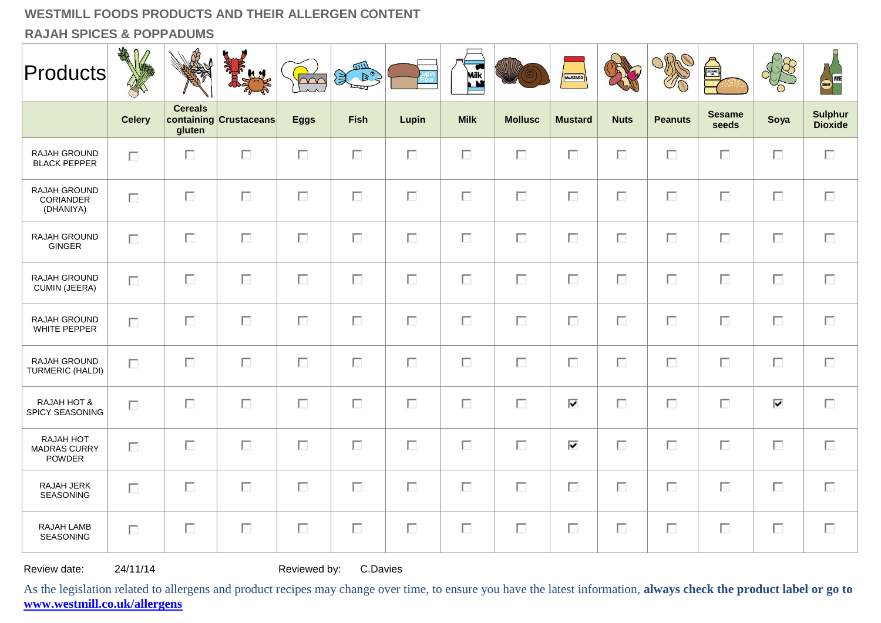# WESTMILL FOODS PRODUCTS AND THEIR ALLERGEN CONTENT

## RAJAH SPICES & POPPADUMS

| Products | Celery | Cereals containing gluten | Crustaceans | Eggs | Fish | Lupin | Milk | Mollusc | Mustard | Nuts | Peanuts | Sesame seeds | Soya | Sulphur Dioxide |
|---|---|---|---|---|---|---|---|---|---|---|---|---|---|---|
| RAJAH GROUND BLACK PEPPER | ☐ | ☐ | ☐ | ☐ | ☐ | ☐ | ☐ | ☐ | ☐ | ☐ | ☐ | ☐ | ☐ | ☐ |
| RAJAH GROUND CORIANDER (DHANIYA) | ☐ | ☐ | ☐ | ☐ | ☐ | ☐ | ☐ | ☐ | ☐ | ☐ | ☐ | ☐ | ☐ | ☐ |
| RAJAH GROUND GINGER | ☐ | ☐ | ☐ | ☐ | ☐ | ☐ | ☐ | ☐ | ☐ | ☐ | ☐ | ☐ | ☐ | ☐ |
| RAJAH GROUND CUMIN (JEERA) | ☐ | ☐ | ☐ | ☐ | ☐ | ☐ | ☐ | ☐ | ☐ | ☐ | ☐ | ☐ | ☐ | ☐ |
| RAJAH GROUND WHITE PEPPER | ☐ | ☐ | ☐ | ☐ | ☐ | ☐ | ☐ | ☐ | ☐ | ☐ | ☐ | ☐ | ☐ | ☐ |
| RAJAH GROUND TURMERIC (HALDI) | ☐ | ☐ | ☐ | ☐ | ☐ | ☐ | ☐ | ☐ | ☐ | ☐ | ☐ | ☐ | ☐ | ☐ |
| RAJAH HOT & SPICY SEASONING | ☐ | ☐ | ☐ | ☐ | ☐ | ☐ | ☐ | ☐ | ☑ | ☐ | ☐ | ☐ | ☑ | ☐ |
| RAJAH HOT MADRAS CURRY POWDER | ☐ | ☐ | ☐ | ☐ | ☐ | ☐ | ☐ | ☐ | ☑ | ☐ | ☐ | ☐ | ☐ | ☐ |
| RAJAH JERK SEASONING | ☐ | ☐ | ☐ | ☐ | ☐ | ☐ | ☐ | ☐ | ☐ | ☐ | ☐ | ☐ | ☐ | ☐ |
| RAJAH LAMB SEASONING | ☐ | ☐ | ☐ | ☐ | ☐ | ☐ | ☐ | ☐ | ☐ | ☐ | ☐ | ☐ | ☐ | ☐ |

Review date: 24/11/14 Reviewed by: C.Davies

As the legislation related to allergens and product recipes may change over time, to ensure you have the latest information, **always check the product label or go to [www.westmill.co.uk/allergens](www.westmill.co.uk/allergens)**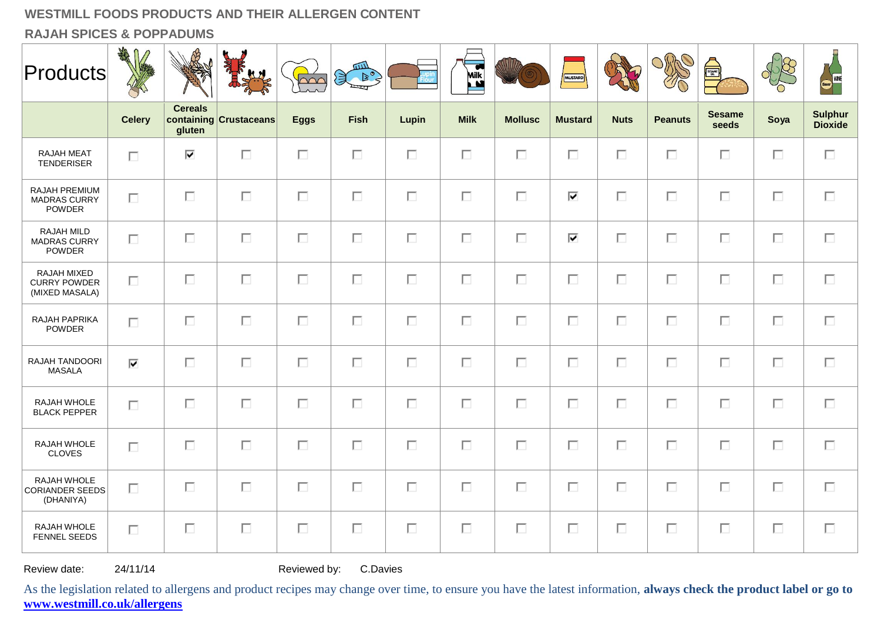## WESTMILL FOODS PRODUCTS AND THEIR ALLERGEN CONTENT

## RAJAH SPICES & POPPADUMS

| Products | Celery | Cereals containing gluten | Crustaceans | Eggs | Fish | Lupin | Milk | Mollusc | Mustard | Nuts | Peanuts | Sesame seeds | Soya | Sulphur Dioxide |
|---|---|---|---|---|---|---|---|---|---|---|---|---|---|---|
| RAJAH MEAT TENDERISER | ☐ | ☑ | ☐ | ☐ | ☐ | ☐ | ☐ | ☐ | ☐ | ☐ | ☐ | ☐ | ☐ | ☐ |
| RAJAH PREMIUM MADRAS CURRY POWDER | ☐ | ☐ | ☐ | ☐ | ☐ | ☐ | ☐ | ☐ | ☑ | ☐ | ☐ | ☐ | ☐ | ☐ |
| RAJAH MILD MADRAS CURRY POWDER | ☐ | ☐ | ☐ | ☐ | ☐ | ☐ | ☐ | ☐ | ☑ | ☐ | ☐ | ☐ | ☐ | ☐ |
| RAJAH MIXED CURRY POWDER (MIXED MASALA) | ☐ | ☐ | ☐ | ☐ | ☐ | ☐ | ☐ | ☐ | ☐ | ☐ | ☐ | ☐ | ☐ | ☐ |
| RAJAH PAPRIKA POWDER | ☐ | ☐ | ☐ | ☐ | ☐ | ☐ | ☐ | ☐ | ☐ | ☐ | ☐ | ☐ | ☐ | ☐ |
| RAJAH TANDOORI MASALA | ☑ | ☐ | ☐ | ☐ | ☐ | ☐ | ☐ | ☐ | ☐ | ☐ | ☐ | ☐ | ☐ | ☐ |
| RAJAH WHOLE BLACK PEPPER | ☐ | ☐ | ☐ | ☐ | ☐ | ☐ | ☐ | ☐ | ☐ | ☐ | ☐ | ☐ | ☐ | ☐ |
| RAJAH WHOLE CLOVES | ☐ | ☐ | ☐ | ☐ | ☐ | ☐ | ☐ | ☐ | ☐ | ☐ | ☐ | ☐ | ☐ | ☐ |
| RAJAH WHOLE CORIANDER SEEDS (DHANIYA) | ☐ | ☐ | ☐ | ☐ | ☐ | ☐ | ☐ | ☐ | ☐ | ☐ | ☐ | ☐ | ☐ | ☐ |
| RAJAH WHOLE FENNEL SEEDS | ☐ | ☐ | ☐ | ☐ | ☐ | ☐ | ☐ | ☐ | ☐ | ☐ | ☐ | ☐ | ☐ | ☐ |

Review date: 24/11/14 Reviewed by: C.Davies

As the legislation related to allergens and product recipes may change over time, to ensure you have the latest information, **always check the product label or go to www.westmill.co.uk/allergens**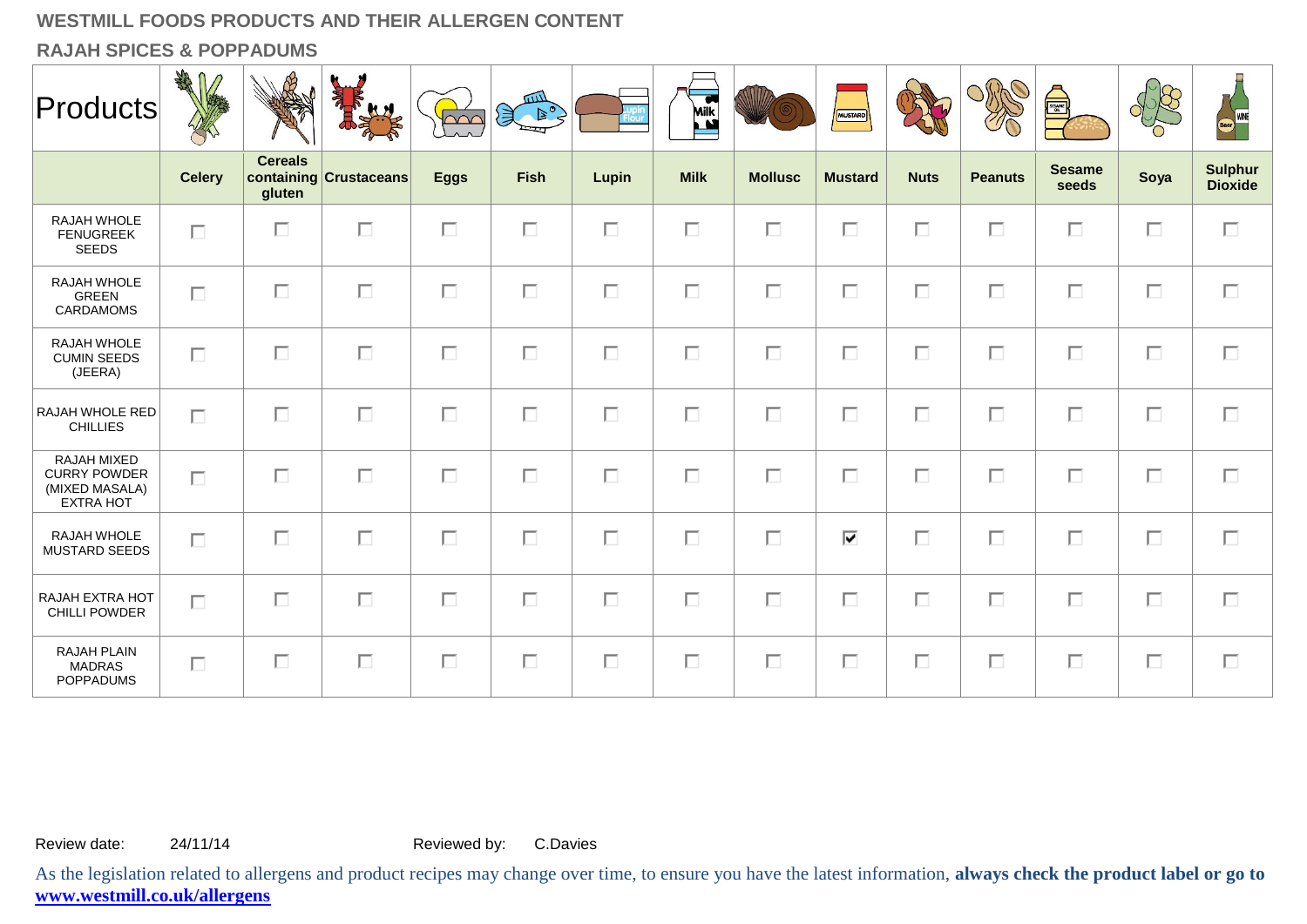WESTMILL FOODS PRODUCTS AND THEIR ALLERGEN CONTENT

RAJAH SPICES & POPPADUMS

| Products | Celery | Cereals containing gluten | Crustaceans | Eggs | Fish | Lupin | Milk | Mollusc | Mustard | Nuts | Peanuts | Sesame seeds | Soya | Sulphur Dioxide |
|---|---|---|---|---|---|---|---|---|---|---|---|---|---|---|
| RAJAH WHOLE FENUGREEK SEEDS | ☐ | ☐ | ☐ | ☐ | ☐ | ☐ | ☐ | ☐ | ☐ | ☐ | ☐ | ☐ | ☐ | ☐ |
| RAJAH WHOLE GREEN CARDAMOMS | ☐ | ☐ | ☐ | ☐ | ☐ | ☐ | ☐ | ☐ | ☐ | ☐ | ☐ | ☐ | ☐ | ☐ |
| RAJAH WHOLE CUMIN SEEDS (JEERA) | ☐ | ☐ | ☐ | ☐ | ☐ | ☐ | ☐ | ☐ | ☐ | ☐ | ☐ | ☐ | ☐ | ☐ |
| RAJAH WHOLE RED CHILLIES | ☐ | ☐ | ☐ | ☐ | ☐ | ☐ | ☐ | ☐ | ☐ | ☐ | ☐ | ☐ | ☐ | ☐ |
| RAJAH MIXED CURRY POWDER (MIXED MASALA) EXTRA HOT | ☐ | ☐ | ☐ | ☐ | ☐ | ☐ | ☐ | ☐ | ☐ | ☐ | ☐ | ☐ | ☐ | ☐ |
| RAJAH WHOLE MUSTARD SEEDS | ☐ | ☐ | ☐ | ☐ | ☐ | ☐ | ☐ | ☐ | ☑ | ☐ | ☐ | ☐ | ☐ | ☐ |
| RAJAH EXTRA HOT CHILLI POWDER | ☐ | ☐ | ☐ | ☐ | ☐ | ☐ | ☐ | ☐ | ☐ | ☐ | ☐ | ☐ | ☐ | ☐ |
| RAJAH PLAIN MADRAS POPPADUMS | ☐ | ☐ | ☐ | ☐ | ☐ | ☐ | ☐ | ☐ | ☐ | ☐ | ☐ | ☐ | ☐ | ☐ |

Review date: 24/11/14 Reviewed by: C.Davies

As the legislation related to allergens and product recipes may change over time, to ensure you have the latest information, **always check the product label or go to [www.westmill.co.uk/allergens](http://www.westmill.co.uk/allergens)**